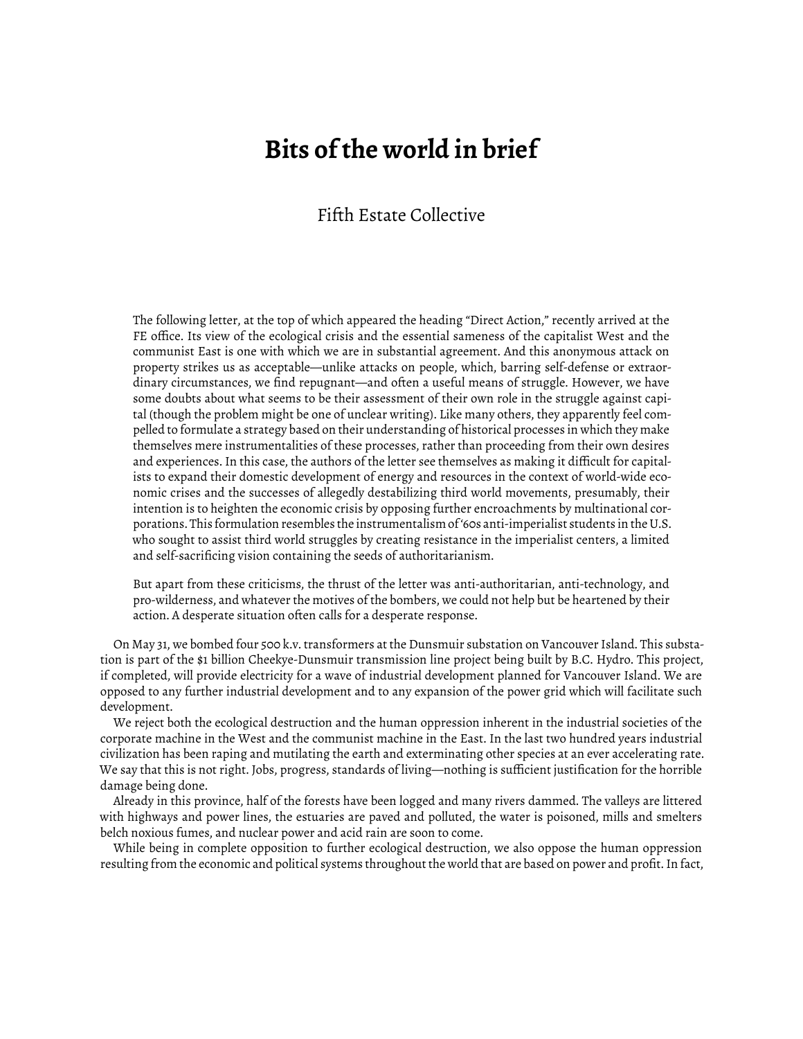# Bits of the world in brief

Fifth Estate Collective

> The following letter, at the top of which appeared the heading "Direct Action," recently arrived at the FE office. Its view of the ecological crisis and the essential sameness of the capitalist West and the communist East is one with which we are in substantial agreement. And this anonymous attack on property strikes us as acceptable—unlike attacks on people, which, barring self-defense or extraordinary circumstances, we find repugnant—and often a useful means of struggle. However, we have some doubts about what seems to be their assessment of their own role in the struggle against capital (though the problem might be one of unclear writing). Like many others, they apparently feel compelled to formulate a strategy based on their understanding of historical processes in which they make themselves mere instrumentalities of these processes, rather than proceeding from their own desires and experiences. In this case, the authors of the letter see themselves as making it difficult for capitalists to expand their domestic development of energy and resources in the context of world-wide economic crises and the successes of allegedly destabilizing third world movements, presumably, their intention is to heighten the economic crisis by opposing further encroachments by multinational corporations. This formulation resembles the instrumentalism of '60s anti-imperialist students in the U.S. who sought to assist third world struggles by creating resistance in the imperialist centers, a limited and self-sacrificing vision containing the seeds of authoritarianism.
>
> But apart from these criticisms, the thrust of the letter was anti-authoritarian, anti-technology, and pro-wilderness, and whatever the motives of the bombers, we could not help but be heartened by their action. A desperate situation often calls for a desperate response.

On May 31, we bombed four 500 k.v. transformers at the Dunsmuir substation on Vancouver Island. This substation is part of the $1 billion Cheekye-Dunsmuir transmission line project being built by B.C. Hydro. This project, if completed, will provide electricity for a wave of industrial development planned for Vancouver Island. We are opposed to any further industrial development and to any expansion of the power grid which will facilitate such development.

We reject both the ecological destruction and the human oppression inherent in the industrial societies of the corporate machine in the West and the communist machine in the East. In the last two hundred years industrial civilization has been raping and mutilating the earth and exterminating other species at an ever accelerating rate. We say that this is not right. Jobs, progress, standards of living—nothing is sufficient justification for the horrible damage being done.

Already in this province, half of the forests have been logged and many rivers dammed. The valleys are littered with highways and power lines, the estuaries are paved and polluted, the water is poisoned, mills and smelters belch noxious fumes, and nuclear power and acid rain are soon to come.

While being in complete opposition to further ecological destruction, we also oppose the human oppression resulting from the economic and political systems throughout the world that are based on power and profit. In fact,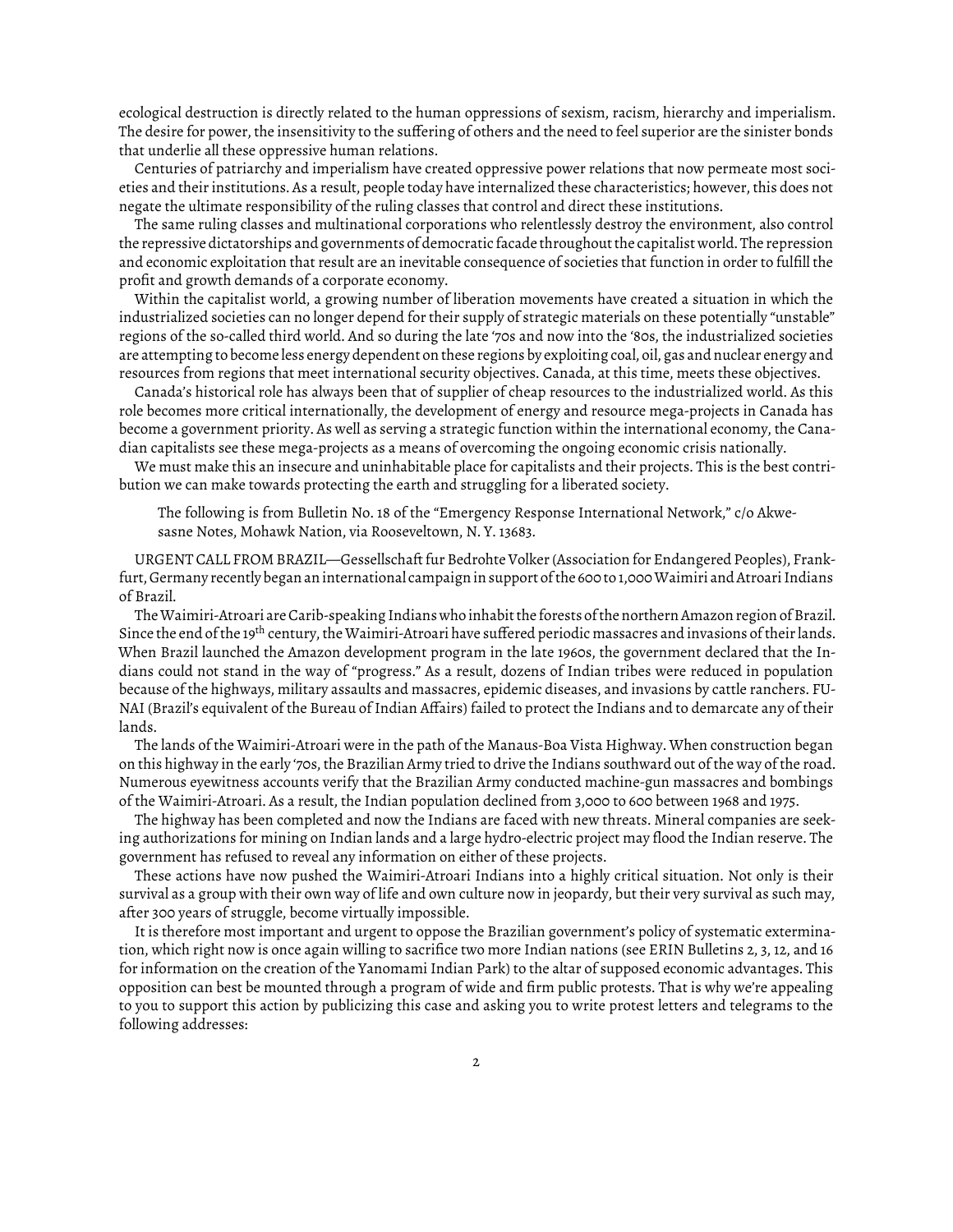ecological destruction is directly related to the human oppressions of sexism, racism, hierarchy and imperialism. The desire for power, the insensitivity to the suffering of others and the need to feel superior are the sinister bonds that underlie all these oppressive human relations.

Centuries of patriarchy and imperialism have created oppressive power relations that now permeate most societies and their institutions. As a result, people today have internalized these characteristics; however, this does not negate the ultimate responsibility of the ruling classes that control and direct these institutions.

The same ruling classes and multinational corporations who relentlessly destroy the environment, also control the repressive dictatorships and governments of democratic facade throughout the capitalist world. The repression and economic exploitation that result are an inevitable consequence of societies that function in order to fulfill the profit and growth demands of a corporate economy.

Within the capitalist world, a growing number of liberation movements have created a situation in which the industrialized societies can no longer depend for their supply of strategic materials on these potentially "unstable" regions of the so-called third world. And so during the late '70s and now into the '80s, the industrialized societies are attempting to become less energy dependent on these regions by exploiting coal, oil, gas and nuclear energy and resources from regions that meet international security objectives. Canada, at this time, meets these objectives.

Canada's historical role has always been that of supplier of cheap resources to the industrialized world. As this role becomes more critical internationally, the development of energy and resource mega-projects in Canada has become a government priority. As well as serving a strategic function within the international economy, the Canadian capitalists see these mega-projects as a means of overcoming the ongoing economic crisis nationally.

We must make this an insecure and uninhabitable place for capitalists and their projects. This is the best contribution we can make towards protecting the earth and struggling for a liberated society.

> The following is from Bulletin No. 18 of the "Emergency Response International Network," c/o Akwesasne Notes, Mohawk Nation, via Rooseveltown, N. Y. 13683.

URGENT CALL FROM BRAZIL—Gessellschaft fur Bedrohte Volker (Association for Endangered Peoples), Frankfurt, Germany recently began an international campaign in support of the 600 to 1,000 Waimiri and Atroari Indians of Brazil.

The Waimiri-Atroari are Carib-speaking Indians who inhabit the forests of the northern Amazon region of Brazil. Since the end of the 19th century, the Waimiri-Atroari have suffered periodic massacres and invasions of their lands. When Brazil launched the Amazon development program in the late 1960s, the government declared that the Indians could not stand in the way of "progress." As a result, dozens of Indian tribes were reduced in population because of the highways, military assaults and massacres, epidemic diseases, and invasions by cattle ranchers. FUNAI (Brazil's equivalent of the Bureau of Indian Affairs) failed to protect the Indians and to demarcate any of their lands.

The lands of the Waimiri-Atroari were in the path of the Manaus-Boa Vista Highway. When construction began on this highway in the early '70s, the Brazilian Army tried to drive the Indians southward out of the way of the road. Numerous eyewitness accounts verify that the Brazilian Army conducted machine-gun massacres and bombings of the Waimiri-Atroari. As a result, the Indian population declined from 3,000 to 600 between 1968 and 1975.

The highway has been completed and now the Indians are faced with new threats. Mineral companies are seeking authorizations for mining on Indian lands and a large hydro-electric project may flood the Indian reserve. The government has refused to reveal any information on either of these projects.

These actions have now pushed the Waimiri-Atroari Indians into a highly critical situation. Not only is their survival as a group with their own way of life and own culture now in jeopardy, but their very survival as such may, after 300 years of struggle, become virtually impossible.

It is therefore most important and urgent to oppose the Brazilian government's policy of systematic extermination, which right now is once again willing to sacrifice two more Indian nations (see ERIN Bulletins 2, 3, 12, and 16 for information on the creation of the Yanomami Indian Park) to the altar of supposed economic advantages. This opposition can best be mounted through a program of wide and firm public protests. That is why we're appealing to you to support this action by publicizing this case and asking you to write protest letters and telegrams to the following addresses: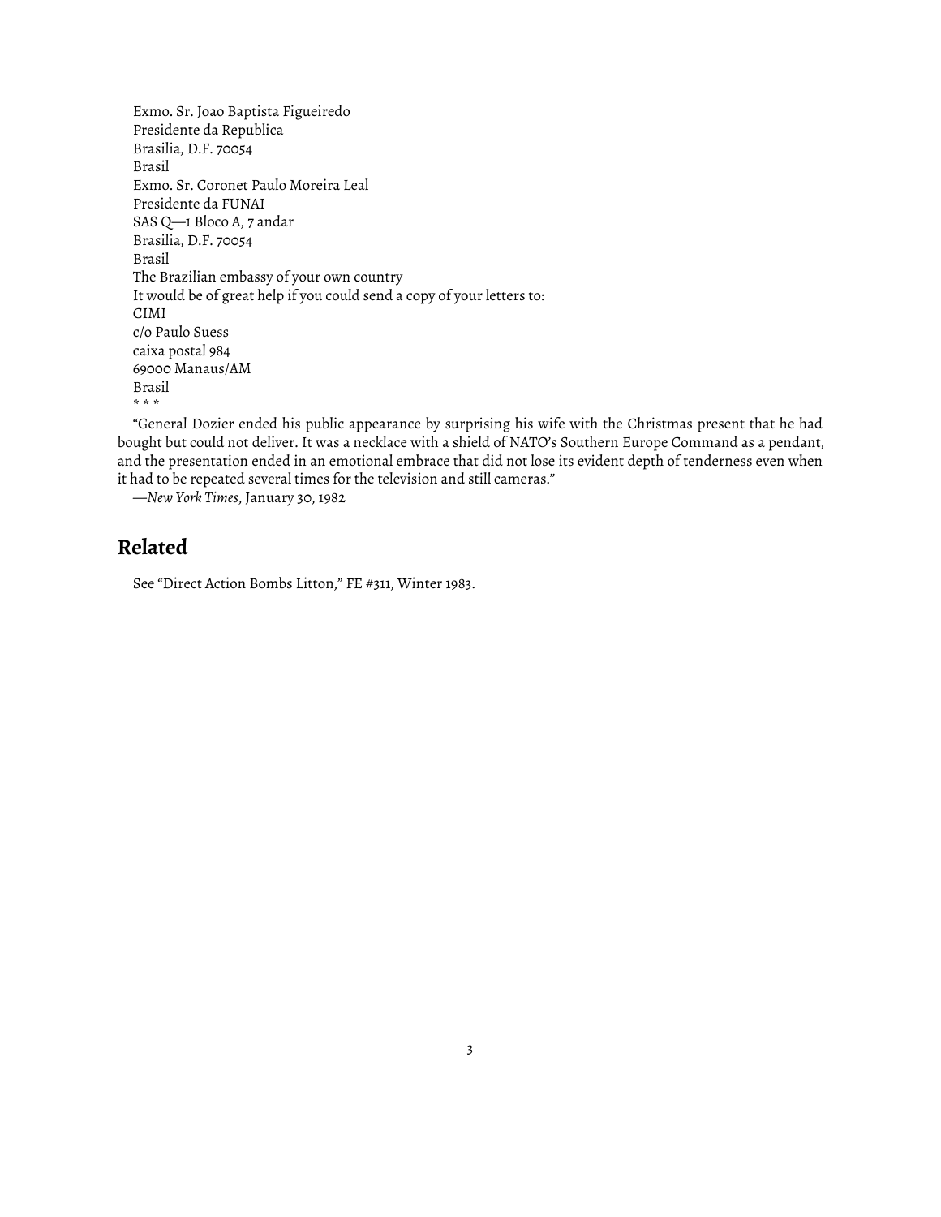Exmo. Sr. Joao Baptista Figueiredo
Presidente da Republica
Brasilia, D.F. 70054
Brasil

Exmo. Sr. Coronet Paulo Moreira Leal
Presidente da FUNAI
SAS Q—1 Bloco A, 7 andar
Brasilia, D.F. 70054
Brasil

The Brazilian embassy of your own country

It would be of great help if you could send a copy of your letters to:

CIMI
c/o Paulo Suess
caixa postal 984
69000 Manaus/AM
Brasil

* * *

"General Dozier ended his public appearance by surprising his wife with the Christmas present that he had bought but could not deliver. It was a necklace with a shield of NATO's Southern Europe Command as a pendant, and the presentation ended in an emotional embrace that did not lose its evident depth of tenderness even when it had to be repeated several times for the television and still cameras."

—*New York Times*, January 30, 1982

## Related

See "Direct Action Bombs Litton," FE #311, Winter 1983.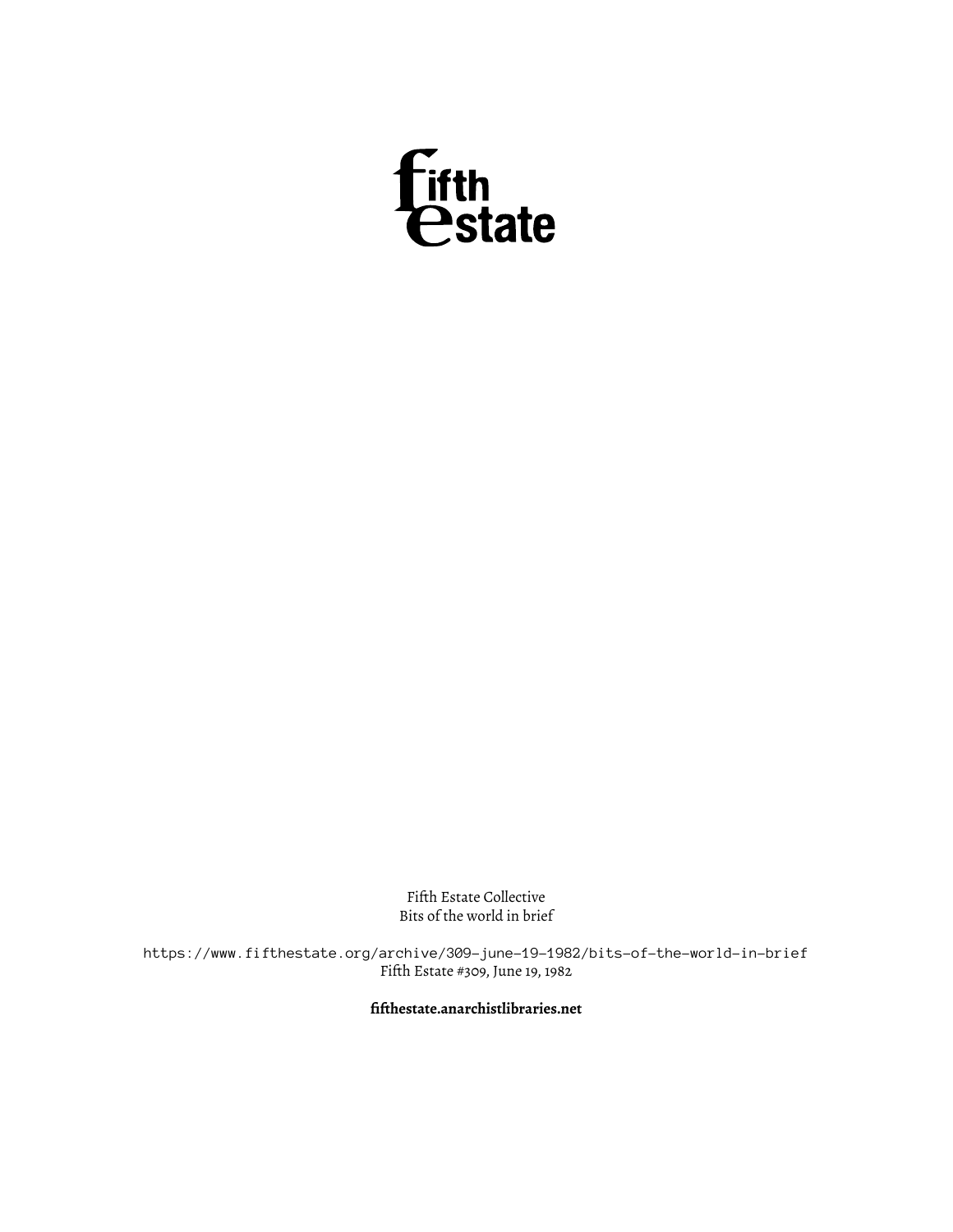Fifth Estate

Fifth Estate Collective
Bits of the world in brief

https://www.fifthestate.org/archive/309-june-19-1982/bits-of-the-world-in-brief
Fifth Estate #309, June 19, 1982

**fifthestate.anarchistlibraries.net**